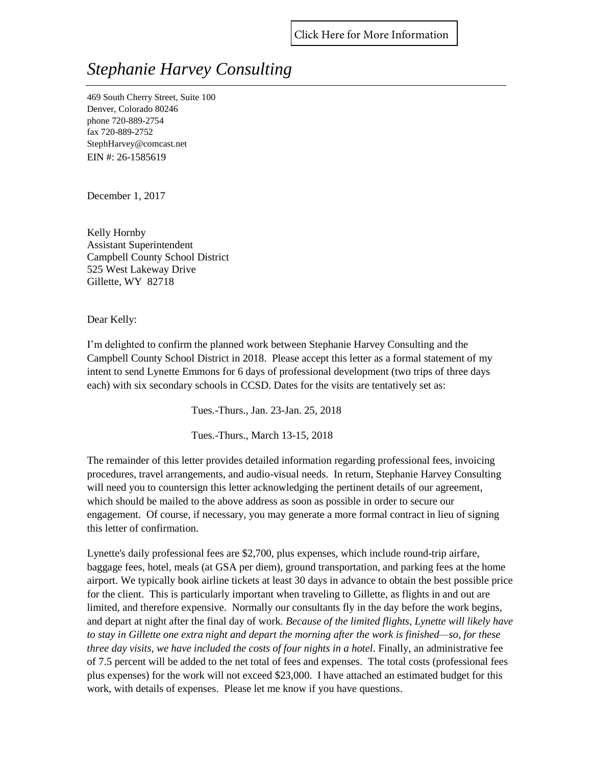Click Here for More Information

# *Stephanie Harvey Consulting*

469 South Cherry Street, Suite 100
Denver, Colorado 80246
phone 720-889-2754
fax 720-889-2752
StephHarvey@comcast.net
EIN #: 26-1585619

December 1, 2017

Kelly Hornby
Assistant Superintendent
Campbell County School District
525 West Lakeway Drive
Gillette, WY 82718

Dear Kelly:

I'm delighted to confirm the planned work between Stephanie Harvey Consulting and the Campbell County School District in 2018. Please accept this letter as a formal statement of my intent to send Lynette Emmons for 6 days of professional development (two trips of three days each) with six secondary schools in CCSD. Dates for the visits are tentatively set as:

Tues.-Thurs., Jan. 23-Jan. 25, 2018

Tues.-Thurs., March 13-15, 2018

The remainder of this letter provides detailed information regarding professional fees, invoicing procedures, travel arrangements, and audio-visual needs. In return, Stephanie Harvey Consulting will need you to countersign this letter acknowledging the pertinent details of our agreement, which should be mailed to the above address as soon as possible in order to secure our engagement. Of course, if necessary, you may generate a more formal contract in lieu of signing this letter of confirmation.

Lynette's daily professional fees are $2,700, plus expenses, which include round-trip airfare, baggage fees, hotel, meals (at GSA per diem), ground transportation, and parking fees at the home airport. We typically book airline tickets at least 30 days in advance to obtain the best possible price for the client. This is particularly important when traveling to Gillette, as flights in and out are limited, and therefore expensive. Normally our consultants fly in the day before the work begins, and depart at night after the final day of work. *Because of the limited flights, Lynette will likely have to stay in Gillette one extra night and depart the morning after the work is finished—so, for these three day visits, we have included the costs of four nights in a hotel*. Finally, an administrative fee of 7.5 percent will be added to the net total of fees and expenses. The total costs (professional fees plus expenses) for the work will not exceed $23,000. I have attached an estimated budget for this work, with details of expenses. Please let me know if you have questions.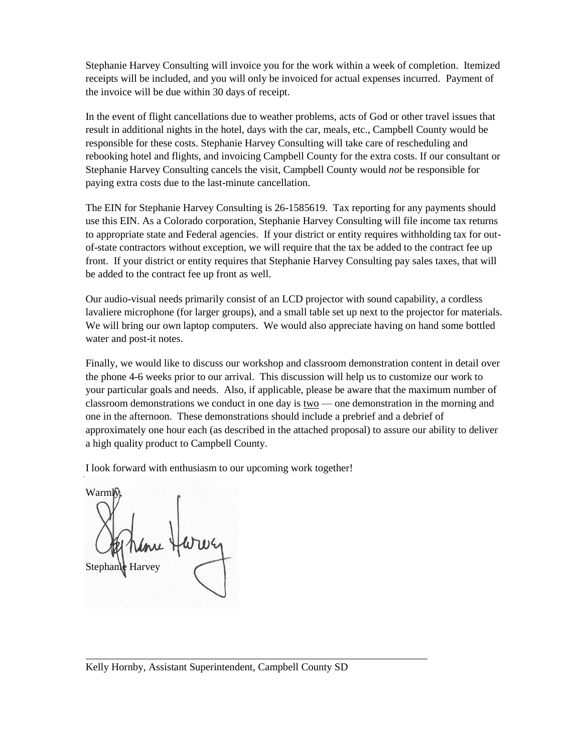Stephanie Harvey Consulting will invoice you for the work within a week of completion. Itemized receipts will be included, and you will only be invoiced for actual expenses incurred. Payment of the invoice will be due within 30 days of receipt.

In the event of flight cancellations due to weather problems, acts of God or other travel issues that result in additional nights in the hotel, days with the car, meals, etc., Campbell County would be responsible for these costs. Stephanie Harvey Consulting will take care of rescheduling and rebooking hotel and flights, and invoicing Campbell County for the extra costs. If our consultant or Stephanie Harvey Consulting cancels the visit, Campbell County would *not* be responsible for paying extra costs due to the last-minute cancellation.

The EIN for Stephanie Harvey Consulting is 26-1585619. Tax reporting for any payments should use this EIN. As a Colorado corporation, Stephanie Harvey Consulting will file income tax returns to appropriate state and Federal agencies. If your district or entity requires withholding tax for out-of-state contractors without exception, we will require that the tax be added to the contract fee up front. If your district or entity requires that Stephanie Harvey Consulting pay sales taxes, that will be added to the contract fee up front as well.

Our audio-visual needs primarily consist of an LCD projector with sound capability, a cordless lavaliere microphone (for larger groups), and a small table set up next to the projector for materials. We will bring our own laptop computers. We would also appreciate having on hand some bottled water and post-it notes.

Finally, we would like to discuss our workshop and classroom demonstration content in detail over the phone 4-6 weeks prior to our arrival. This discussion will help us to customize our work to your particular goals and needs. Also, if applicable, please be aware that the maximum number of classroom demonstrations we conduct in one day is <u>two</u> — one demonstration in the morning and one in the afternoon. These demonstrations should include a prebrief and a debrief of approximately one hour each (as described in the attached proposal) to assure our ability to deliver a high quality product to Campbell County.

I look forward with enthusiasm to our upcoming work together!

Warmly,

Stephanie Harvey

---

Kelly Hornby, Assistant Superintendent, Campbell County SD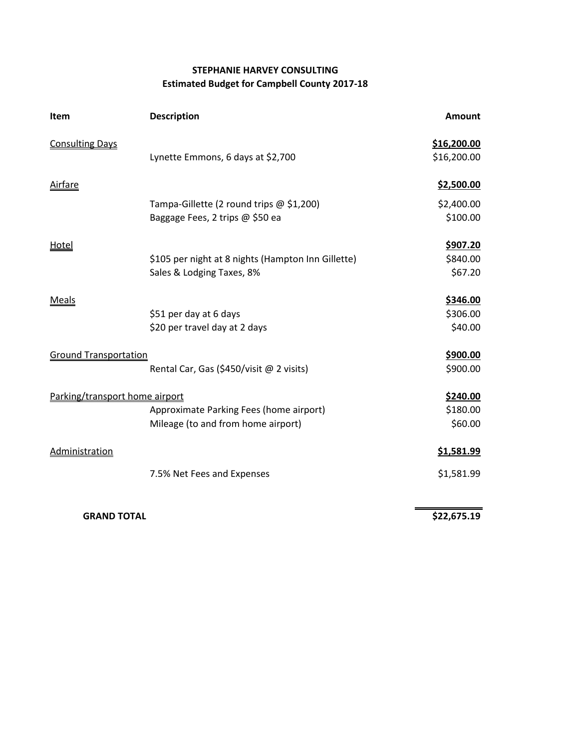**STEPHANIE HARVEY CONSULTING**
**Estimated Budget for Campbell County 2017-18**

| Item | Description | Amount |
|---|---|---|
| Consulting Days | | **$16,200.00** |
| | Lynette Emmons, 6 days at $2,700 | $16,200.00 |
| Airfare | | **$2,500.00** |
| | Tampa-Gillette (2 round trips @ $1,200) | $2,400.00 |
| | Baggage Fees, 2 trips @ $50 ea | $100.00 |
| Hotel | | **$907.20** |
| | $105 per night at 8 nights (Hampton Inn Gillette) | $840.00 |
| | Sales & Lodging Taxes, 8% | $67.20 |
| Meals | | **$346.00** |
| | $51 per day at 6 days | $306.00 |
| | $20 per travel day at 2 days | $40.00 |
| Ground Transportation | | **$900.00** |
| | Rental Car, Gas ($450/visit @ 2 visits) | $900.00 |
| Parking/transport home airport | | **$240.00** |
| | Approximate Parking Fees (home airport) | $180.00 |
| | Mileage (to and from home airport) | $60.00 |
| Administration | | **$1,581.99** |
| | 7.5% Net Fees and Expenses | $1,581.99 |
| **GRAND TOTAL** | | **$22,675.19** |